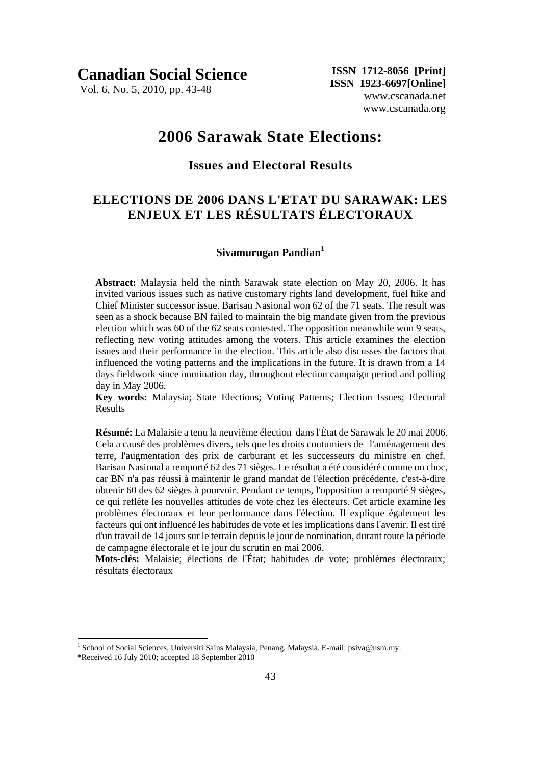**Canadian Social Science**
Vol. 6, No. 5, 2010, pp. 43-48

**ISSN 1712-8056 [Print]**
**ISSN 1923-6697[Online]**
www.cscanada.net
www.cscanada.org

# 2006 Sarawak State Elections:

## Issues and Electoral Results

## ELECTIONS DE 2006 DANS L'ETAT DU SARAWAK: LES ENJEUX ET LES RÉSULTATS ÉLECTORAUX

**Sivamurugan Pandian**[1]

**Abstract:** Malaysia held the ninth Sarawak state election on May 20, 2006. It has invited various issues such as native customary rights land development, fuel hike and Chief Minister successor issue. Barisan Nasional won 62 of the 71 seats. The result was seen as a shock because BN failed to maintain the big mandate given from the previous election which was 60 of the 62 seats contested. The opposition meanwhile won 9 seats, reflecting new voting attitudes among the voters. This article examines the election issues and their performance in the election. This article also discusses the factors that influenced the voting patterns and the implications in the future. It is drawn from a 14 days fieldwork since nomination day, throughout election campaign period and polling day in May 2006.

**Key words:** Malaysia; State Elections; Voting Patterns; Election Issues; Electoral Results

**Résumé:** La Malaisie a tenu la neuvième élection dans l'État de Sarawak le 20 mai 2006. Cela a causé des problèmes divers, tels que les droits coutumiers de l'aménagement des terre, l'augmentation des prix de carburant et les successeurs du ministre en chef. Barisan Nasional a remporté 62 des 71 sièges. Le résultat a été considéré comme un choc, car BN n'a pas réussi à maintenir le grand mandat de l'élection précédente, c'est-à-dire obtenir 60 des 62 sièges à pourvoir. Pendant ce temps, l'opposition a remporté 9 sièges, ce qui reflète les nouvelles attitudes de vote chez les électeurs. Cet article examine les problèmes électoraux et leur performance dans l'élection. Il explique également les facteurs qui ont influencé les habitudes de vote et les implications dans l'avenir. Il est tiré d'un travail de 14 jours sur le terrain depuis le jour de nomination, durant toute la période de campagne électorale et le jour du scrutin en mai 2006.

**Mots-clés:** Malaisie; élections de l'État; habitudes de vote; problèmes électoraux; résultats électoraux

---

[1] School of Social Sciences, Universiti Sains Malaysia, Penang, Malaysia. E-mail: psiva@usm.my.

*Received 16 July 2010; accepted 18 September 2010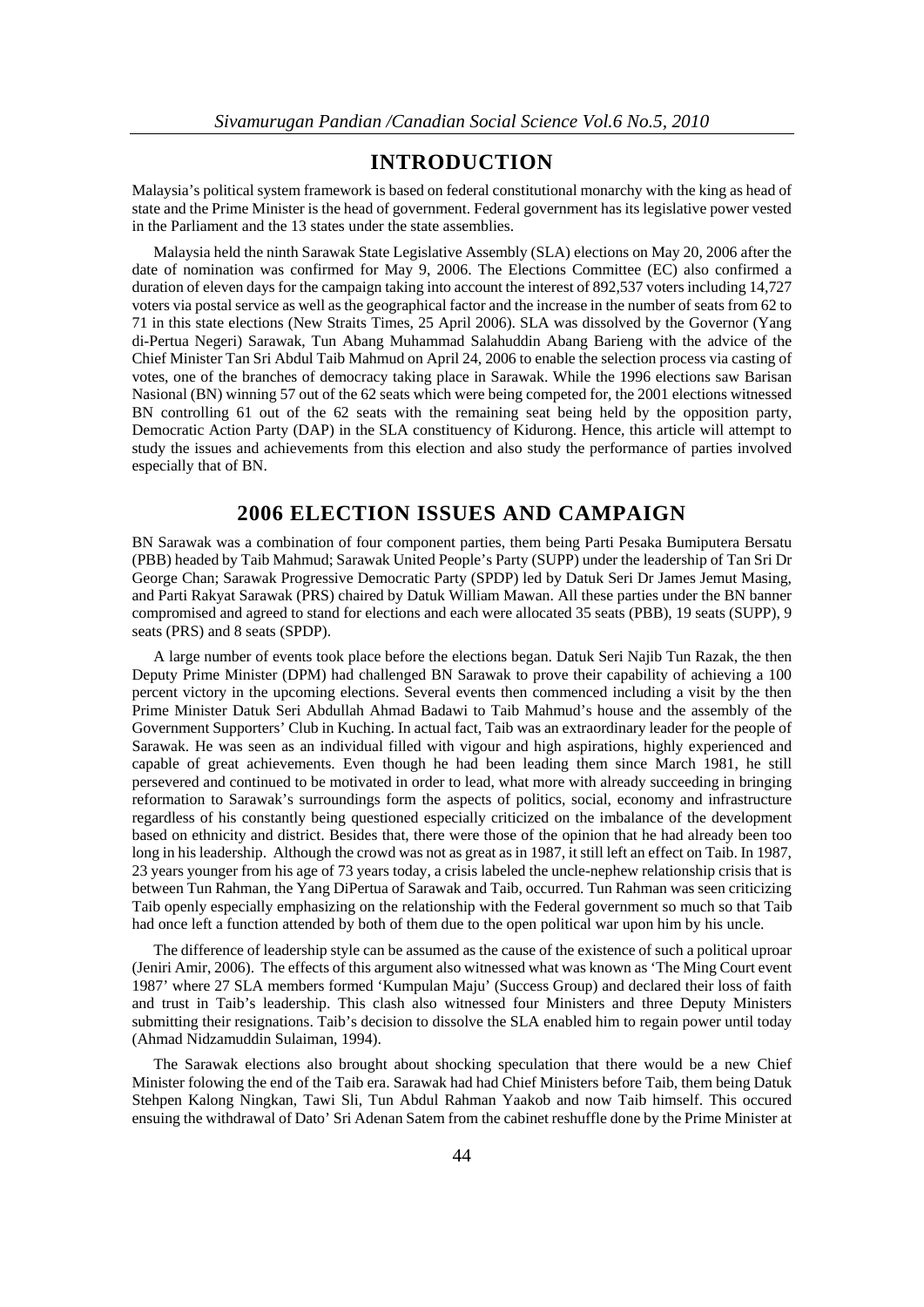## INTRODUCTION

Malaysia's political system framework is based on federal constitutional monarchy with the king as head of state and the Prime Minister is the head of government. Federal government has its legislative power vested in the Parliament and the 13 states under the state assemblies.

Malaysia held the ninth Sarawak State Legislative Assembly (SLA) elections on May 20, 2006 after the date of nomination was confirmed for May 9, 2006. The Elections Committee (EC) also confirmed a duration of eleven days for the campaign taking into account the interest of 892,537 voters including 14,727 voters via postal service as well as the geographical factor and the increase in the number of seats from 62 to 71 in this state elections (New Straits Times, 25 April 2006). SLA was dissolved by the Governor (Yang di-Pertua Negeri) Sarawak, Tun Abang Muhammad Salahuddin Abang Barieng with the advice of the Chief Minister Tan Sri Abdul Taib Mahmud on April 24, 2006 to enable the selection process via casting of votes, one of the branches of democracy taking place in Sarawak. While the 1996 elections saw Barisan Nasional (BN) winning 57 out of the 62 seats which were being competed for, the 2001 elections witnessed BN controlling 61 out of the 62 seats with the remaining seat being held by the opposition party, Democratic Action Party (DAP) in the SLA constituency of Kidurong. Hence, this article will attempt to study the issues and achievements from this election and also study the performance of parties involved especially that of BN.

## 2006 ELECTION ISSUES AND CAMPAIGN

BN Sarawak was a combination of four component parties, them being Parti Pesaka Bumiputera Bersatu (PBB) headed by Taib Mahmud; Sarawak United People's Party (SUPP) under the leadership of Tan Sri Dr George Chan; Sarawak Progressive Democratic Party (SPDP) led by Datuk Seri Dr James Jemut Masing, and Parti Rakyat Sarawak (PRS) chaired by Datuk William Mawan. All these parties under the BN banner compromised and agreed to stand for elections and each were allocated 35 seats (PBB), 19 seats (SUPP), 9 seats (PRS) and 8 seats (SPDP).

A large number of events took place before the elections began. Datuk Seri Najib Tun Razak, the then Deputy Prime Minister (DPM) had challenged BN Sarawak to prove their capability of achieving a 100 percent victory in the upcoming elections. Several events then commenced including a visit by the then Prime Minister Datuk Seri Abdullah Ahmad Badawi to Taib Mahmud's house and the assembly of the Government Supporters' Club in Kuching. In actual fact, Taib was an extraordinary leader for the people of Sarawak. He was seen as an individual filled with vigour and high aspirations, highly experienced and capable of great achievements. Even though he had been leading them since March 1981, he still persevered and continued to be motivated in order to lead, what more with already succeeding in bringing reformation to Sarawak's surroundings form the aspects of politics, social, economy and infrastructure regardless of his constantly being questioned especially criticized on the imbalance of the development based on ethnicity and district. Besides that, there were those of the opinion that he had already been too long in his leadership. Although the crowd was not as great as in 1987, it still left an effect on Taib. In 1987, 23 years younger from his age of 73 years today, a crisis labeled the uncle-nephew relationship crisis that is between Tun Rahman, the Yang DiPertua of Sarawak and Taib, occurred. Tun Rahman was seen criticizing Taib openly especially emphasizing on the relationship with the Federal government so much so that Taib had once left a function attended by both of them due to the open political war upon him by his uncle.

The difference of leadership style can be assumed as the cause of the existence of such a political uproar (Jeniri Amir, 2006). The effects of this argument also witnessed what was known as 'The Ming Court event 1987' where 27 SLA members formed 'Kumpulan Maju' (Success Group) and declared their loss of faith and trust in Taib's leadership. This clash also witnessed four Ministers and three Deputy Ministers submitting their resignations. Taib's decision to dissolve the SLA enabled him to regain power until today (Ahmad Nidzamuddin Sulaiman, 1994).

The Sarawak elections also brought about shocking speculation that there would be a new Chief Minister folowing the end of the Taib era. Sarawak had had Chief Ministers before Taib, them being Datuk Stehpen Kalong Ningkan, Tawi Sli, Tun Abdul Rahman Yaakob and now Taib himself. This occured ensuing the withdrawal of Dato' Sri Adenan Satem from the cabinet reshuffle done by the Prime Minister at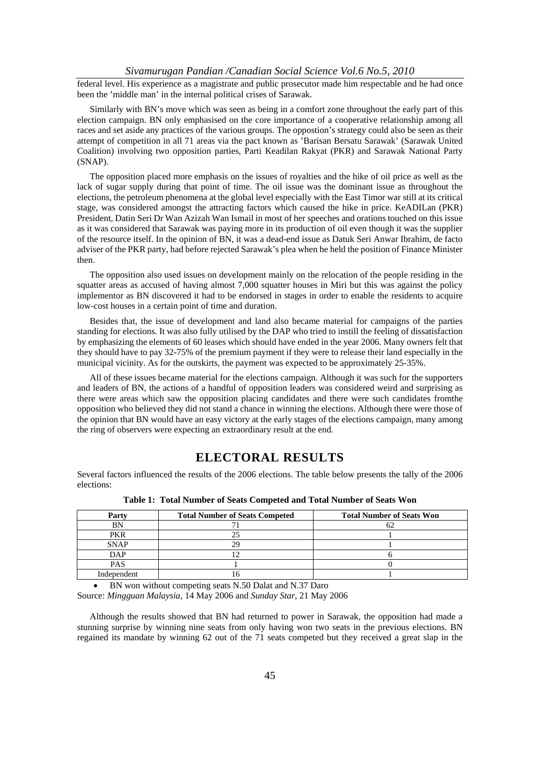federal level. His experience as a magistrate and public prosecutor made him respectable and he had once been the 'middle man' in the internal political crises of Sarawak.

Similarly with BN's move which was seen as being in a comfort zone throughout the early part of this election campaign. BN only emphasised on the core importance of a cooperative relationship among all races and set aside any practices of the various groups. The oppostion's strategy could also be seen as their attempt of competition in all 71 areas via the pact known as 'Barisan Bersatu Sarawak' (Sarawak United Coalition) involving two opposition parties, Parti Keadilan Rakyat (PKR) and Sarawak National Party (SNAP).

The opposition placed more emphasis on the issues of royalties and the hike of oil price as well as the lack of sugar supply during that point of time. The oil issue was the dominant issue as throughout the elections, the petroleum phenomena at the global level especially with the East Timor war still at its critical stage, was considered amongst the attracting factors which caused the hike in price. KeADILan (PKR) President, Datin Seri Dr Wan Azizah Wan Ismail in most of her speeches and orations touched on this issue as it was considered that Sarawak was paying more in its production of oil even though it was the supplier of the resource itself. In the opinion of BN, it was a dead-end issue as Datuk Seri Anwar Ibrahim, de facto adviser of the PKR party, had before rejected Sarawak's plea when he held the position of Finance Minister then.

The opposition also used issues on development mainly on the relocation of the people residing in the squatter areas as accused of having almost 7,000 squatter houses in Miri but this was against the policy implementor as BN discovered it had to be endorsed in stages in order to enable the residents to acquire low-cost houses in a certain point of time and duration.

Besides that, the issue of development and land also became material for campaigns of the parties standing for elections. It was also fully utilised by the DAP who tried to instill the feeling of dissatisfaction by emphasizing the elements of 60 leases which should have ended in the year 2006. Many owners felt that they should have to pay 32-75% of the premium payment if they were to release their land especially in the municipal vicinity. As for the outskirts, the payment was expected to be approximately 25-35%.

All of these issues became material for the elections campaign. Although it was such for the supporters and leaders of BN, the actions of a handful of opposition leaders was considered weird and surprising as there were areas which saw the opposition placing candidates and there were such candidates fromthe opposition who believed they did not stand a chance in winning the elections. Although there were those of the opinion that BN would have an easy victory at the early stages of the elections campaign, many among the ring of observers were expecting an extraordinary result at the end.

## ELECTORAL RESULTS

Several factors influenced the results of the 2006 elections. The table below presents the tally of the 2006 elections:

**Table 1: Total Number of Seats Competed and Total Number of Seats Won**

| Party | Total Number of Seats Competed | Total Number of Seats Won |
|---|---|---|
| BN | 71 | 62 |
| PKR | 25 | 1 |
| SNAP | 29 | 1 |
| DAP | 12 | 6 |
| PAS | 1 | 0 |
| Independent | 16 | 1 |

- BN won without competing seats N.50 Dalat and N.37 Daro

Source: *Mingguan Malaysia*, 14 May 2006 and *Sunday Star*, 21 May 2006

Although the results showed that BN had returned to power in Sarawak, the opposition had made a stunning surprise by winning nine seats from only having won two seats in the previous elections. BN regained its mandate by winning 62 out of the 71 seats competed but they received a great slap in the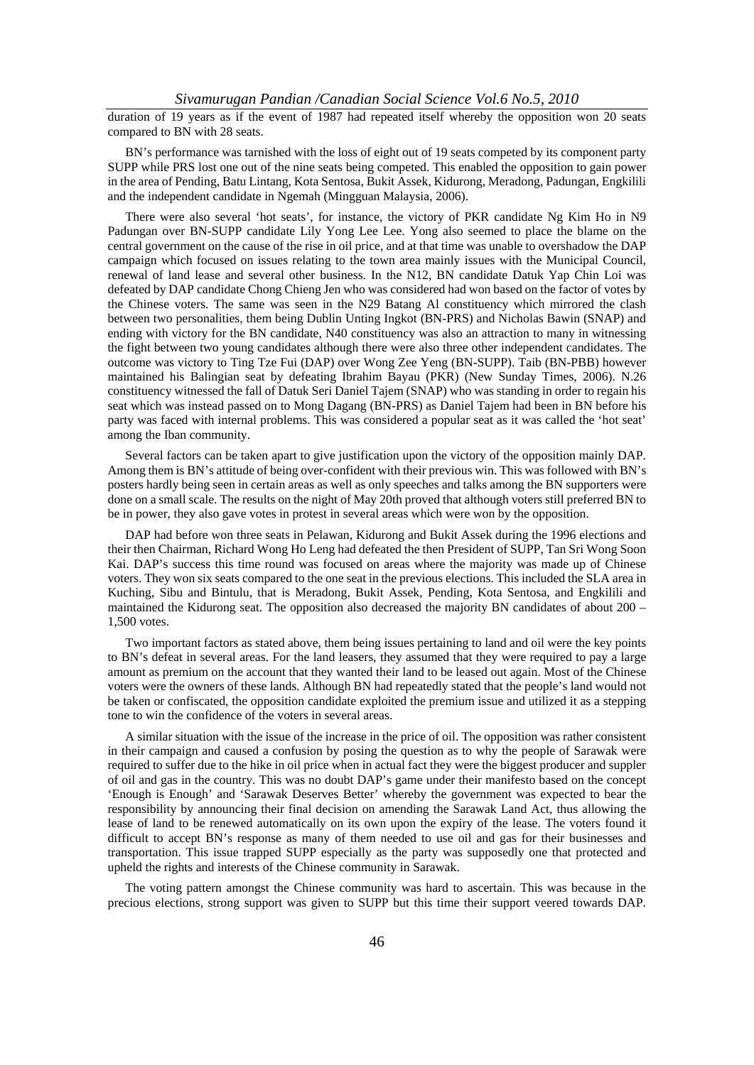duration of 19 years as if the event of 1987 had repeated itself whereby the opposition won 20 seats compared to BN with 28 seats.

BN's performance was tarnished with the loss of eight out of 19 seats competed by its component party SUPP while PRS lost one out of the nine seats being competed. This enabled the opposition to gain power in the area of Pending, Batu Lintang, Kota Sentosa, Bukit Assek, Kidurong, Meradong, Padungan, Engkilili and the independent candidate in Ngemah (Mingguan Malaysia, 2006).

There were also several 'hot seats', for instance, the victory of PKR candidate Ng Kim Ho in N9 Padungan over BN-SUPP candidate Lily Yong Lee Lee. Yong also seemed to place the blame on the central government on the cause of the rise in oil price, and at that time was unable to overshadow the DAP campaign which focused on issues relating to the town area mainly issues with the Municipal Council, renewal of land lease and several other business. In the N12, BN candidate Datuk Yap Chin Loi was defeated by DAP candidate Chong Chieng Jen who was considered had won based on the factor of votes by the Chinese voters. The same was seen in the N29 Batang Al constituency which mirrored the clash between two personalities, them being Dublin Unting Ingkot (BN-PRS) and Nicholas Bawin (SNAP) and ending with victory for the BN candidate, N40 constituency was also an attraction to many in witnessing the fight between two young candidates although there were also three other independent candidates. The outcome was victory to Ting Tze Fui (DAP) over Wong Zee Yeng (BN-SUPP). Taib (BN-PBB) however maintained his Balingian seat by defeating Ibrahim Bayau (PKR) (New Sunday Times, 2006). N.26 constituency witnessed the fall of Datuk Seri Daniel Tajem (SNAP) who was standing in order to regain his seat which was instead passed on to Mong Dagang (BN-PRS) as Daniel Tajem had been in BN before his party was faced with internal problems. This was considered a popular seat as it was called the 'hot seat' among the Iban community.

Several factors can be taken apart to give justification upon the victory of the opposition mainly DAP. Among them is BN's attitude of being over-confident with their previous win. This was followed with BN's posters hardly being seen in certain areas as well as only speeches and talks among the BN supporters were done on a small scale. The results on the night of May 20th proved that although voters still preferred BN to be in power, they also gave votes in protest in several areas which were won by the opposition.

DAP had before won three seats in Pelawan, Kidurong and Bukit Assek during the 1996 elections and their then Chairman, Richard Wong Ho Leng had defeated the then President of SUPP, Tan Sri Wong Soon Kai. DAP's success this time round was focused on areas where the majority was made up of Chinese voters. They won six seats compared to the one seat in the previous elections. This included the SLA area in Kuching, Sibu and Bintulu, that is Meradong, Bukit Assek, Pending, Kota Sentosa, and Engkilili and maintained the Kidurong seat. The opposition also decreased the majority BN candidates of about 200 – 1,500 votes.

Two important factors as stated above, them being issues pertaining to land and oil were the key points to BN's defeat in several areas. For the land leasers, they assumed that they were required to pay a large amount as premium on the account that they wanted their land to be leased out again. Most of the Chinese voters were the owners of these lands. Although BN had repeatedly stated that the people's land would not be taken or confiscated, the opposition candidate exploited the premium issue and utilized it as a stepping tone to win the confidence of the voters in several areas.

A similar situation with the issue of the increase in the price of oil. The opposition was rather consistent in their campaign and caused a confusion by posing the question as to why the people of Sarawak were required to suffer due to the hike in oil price when in actual fact they were the biggest producer and suppler of oil and gas in the country. This was no doubt DAP's game under their manifesto based on the concept 'Enough is Enough' and 'Sarawak Deserves Better' whereby the government was expected to bear the responsibility by announcing their final decision on amending the Sarawak Land Act, thus allowing the lease of land to be renewed automatically on its own upon the expiry of the lease. The voters found it difficult to accept BN's response as many of them needed to use oil and gas for their businesses and transportation. This issue trapped SUPP especially as the party was supposedly one that protected and upheld the rights and interests of the Chinese community in Sarawak.

The voting pattern amongst the Chinese community was hard to ascertain. This was because in the precious elections, strong support was given to SUPP but this time their support veered towards DAP.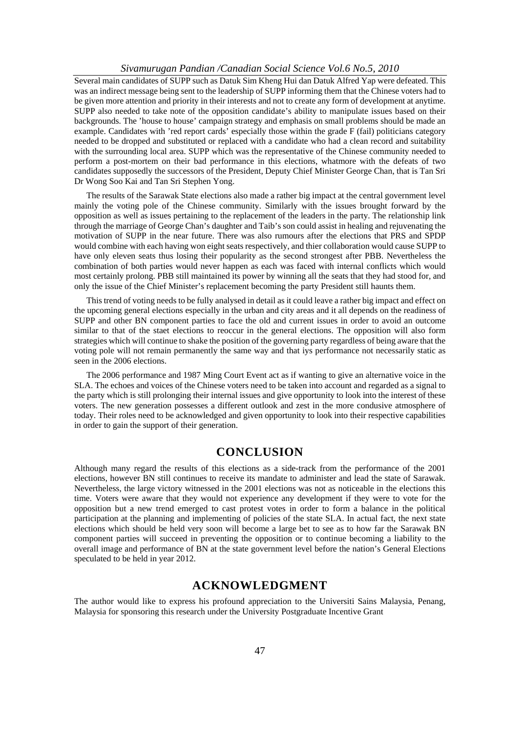Several main candidates of SUPP such as Datuk Sim Kheng Hui dan Datuk Alfred Yap were defeated. This was an indirect message being sent to the leadership of SUPP informing them that the Chinese voters had to be given more attention and priority in their interests and not to create any form of development at anytime. SUPP also needed to take note of the opposition candidate's ability to manipulate issues based on their backgrounds. The 'house to house' campaign strategy and emphasis on small problems should be made an example. Candidates with 'red report cards' especially those within the grade F (fail) politicians category needed to be dropped and substituted or replaced with a candidate who had a clean record and suitability with the surrounding local area. SUPP which was the representative of the Chinese community needed to perform a post-mortem on their bad performance in this elections, whatmore with the defeats of two candidates supposedly the successors of the President, Deputy Chief Minister George Chan, that is Tan Sri Dr Wong Soo Kai and Tan Sri Stephen Yong.

The results of the Sarawak State elections also made a rather big impact at the central government level mainly the voting pole of the Chinese community. Similarly with the issues brought forward by the opposition as well as issues pertaining to the replacement of the leaders in the party. The relationship link through the marriage of George Chan's daughter and Taib's son could assist in healing and rejuvenating the motivation of SUPP in the near future. There was also rumours after the elections that PRS and SPDP would combine with each having won eight seats respectively, and thier collaboration would cause SUPP to have only eleven seats thus losing their popularity as the second strongest after PBB. Nevertheless the combination of both parties would never happen as each was faced with internal conflicts which would most certainly prolong. PBB still maintained its power by winning all the seats that they had stood for, and only the issue of the Chief Minister's replacement becoming the party President still haunts them.

This trend of voting needs to be fully analysed in detail as it could leave a rather big impact and effect on the upcoming general elections especially in the urban and city areas and it all depends on the readiness of SUPP and other BN component parties to face the old and current issues in order to avoid an outcome similar to that of the staet elections to reoccur in the general elections. The opposition will also form strategies which will continue to shake the position of the governing party regardless of being aware that the voting pole will not remain permanently the same way and that iys performance not necessarily static as seen in the 2006 elections.

The 2006 performance and 1987 Ming Court Event act as if wanting to give an alternative voice in the SLA. The echoes and voices of the Chinese voters need to be taken into account and regarded as a signal to the party which is still prolonging their internal issues and give opportunity to look into the interest of these voters. The new generation possesses a different outlook and zest in the more condusive atmosphere of today. Their roles need to be acknowledged and given opportunity to look into their respective capabilities in order to gain the support of their generation.

## CONCLUSION

Although many regard the results of this elections as a side-track from the performance of the 2001 elections, however BN still continues to receive its mandate to administer and lead the state of Sarawak. Nevertheless, the large victory witnessed in the 2001 elections was not as noticeable in the elections this time. Voters were aware that they would not experience any development if they were to vote for the opposition but a new trend emerged to cast protest votes in order to form a balance in the political participation at the planning and implementing of policies of the state SLA. In actual fact, the next state elections which should be held very soon will become a large bet to see as to how far the Sarawak BN component parties will succeed in preventing the opposition or to continue becoming a liability to the overall image and performance of BN at the state government level before the nation's General Elections speculated to be held in year 2012.

## ACKNOWLEDGMENT

The author would like to express his profound appreciation to the Universiti Sains Malaysia, Penang, Malaysia for sponsoring this research under the University Postgraduate Incentive Grant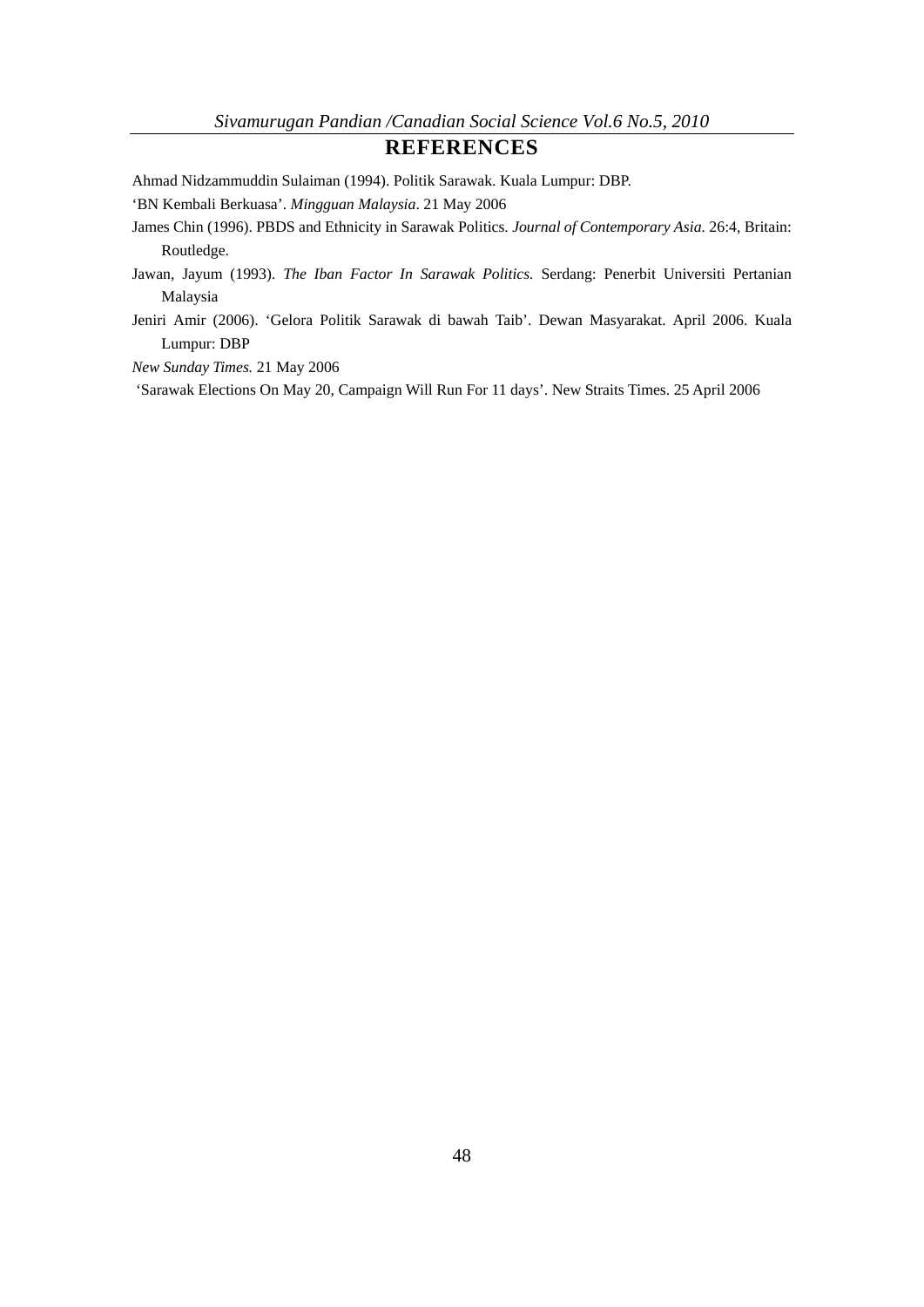## REFERENCES

Ahmad Nidzammuddin Sulaiman (1994). Politik Sarawak. Kuala Lumpur: DBP.

'BN Kembali Berkuasa'. *Mingguan Malaysia*. 21 May 2006

James Chin (1996). PBDS and Ethnicity in Sarawak Politics. *Journal of Contemporary Asia.* 26:4, Britain: Routledge.

Jawan, Jayum (1993). *The Iban Factor In Sarawak Politics.* Serdang: Penerbit Universiti Pertanian Malaysia

Jeniri Amir (2006). 'Gelora Politik Sarawak di bawah Taib'. Dewan Masyarakat. April 2006. Kuala Lumpur: DBP

*New Sunday Times.* 21 May 2006

'Sarawak Elections On May 20, Campaign Will Run For 11 days'. New Straits Times. 25 April 2006